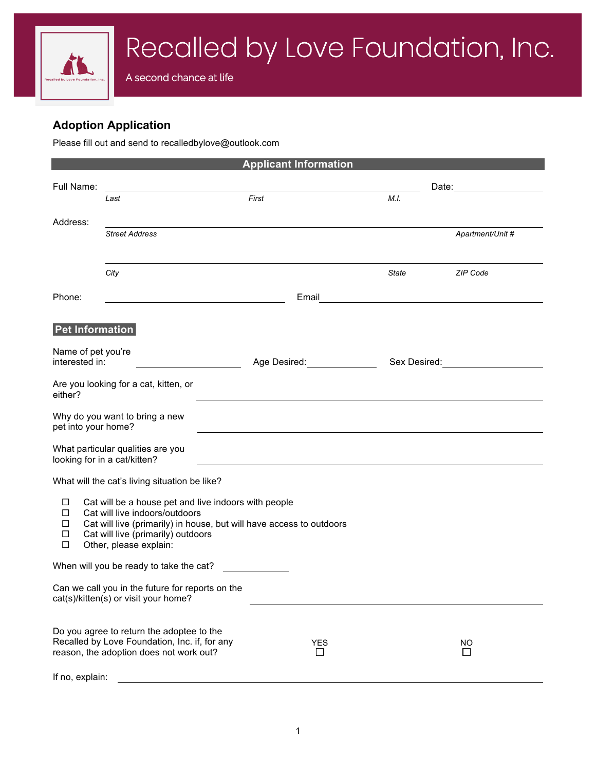# Recalled by Love Foundation, Inc.

A second chance at life

## Adoption Application

Please fill out and send to recalledbylove@outlook.com

### Applicant Information

Full Name: ______________________________________________ Date: ______________

*Last* *First* *M.I.*

Address: ______________________________________________

*Street Address* *Apartment/Unit #*

______________________________________________

*City* *State* *ZIP Code*

Phone: ______________________ Email ______________________

### Pet Information

Name of pet you're interested in: ______________ Age Desired: ______________ Sex Desired: ______________

Are you looking for a cat, kitten, or either? ______________________________

Why do you want to bring a new pet into your home? ______________________________

What particular qualities are you looking for in a cat/kitten? ______________________________

What will the cat's living situation be like?

- ☐ Cat will be a house pet and live indoors with people
- ☐ Cat will live indoors/outdoors
- ☐ Cat will live (primarily) in house, but will have access to outdoors
- ☐ Cat will live (primarily) outdoors
- ☐ Other, please explain:

When will you be ready to take the cat? ______________

Can we call you in the future for reports on the cat(s)/kitten(s) or visit your home? ______________________________

Do you agree to return the adoptee to the Recalled by Love Foundation, Inc. if, for any reason, the adoption does not work out?

YES ☐ NO ☐

If no, explain: ______________________________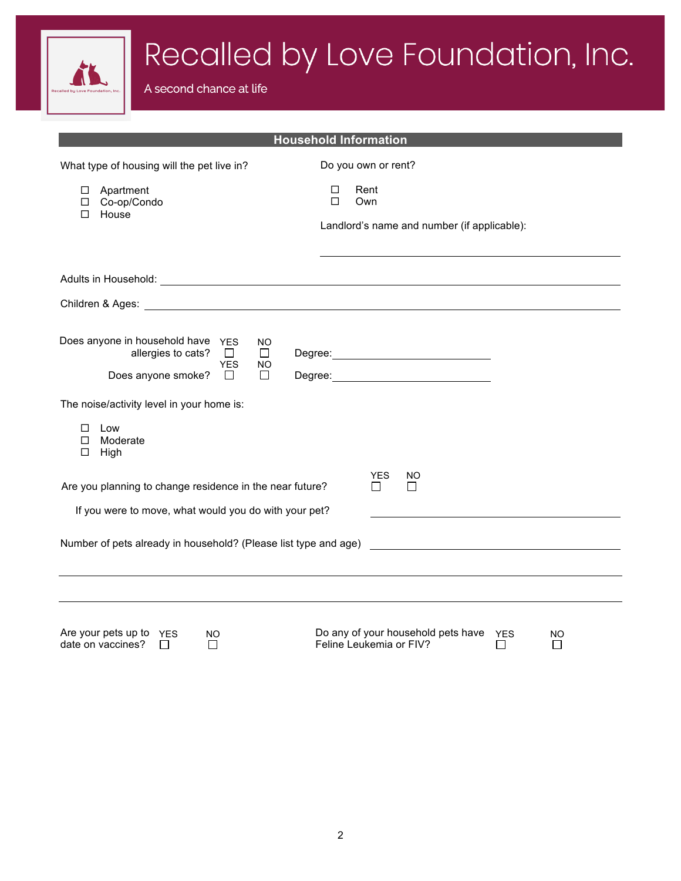# Recalled by Love Foundation, Inc.

A second chance at life

## Household Information

What type of housing will the pet live in?

- ☐ Apartment
- ☐ Co-op/Condo
- ☐ House

Do you own or rent?

- ☐ Rent
- ☐ Own

Landlord's name and number (if applicable): ______________________________

Adults in Household: ______________________________

Children & Ages: ______________________________

Does anyone in household have allergies to cats? YES ☐ NO ☐ Degree: ______________

Does anyone smoke? YES ☐ NO ☐ Degree: ______________

The noise/activity level in your home is:

- ☐ Low
- ☐ Moderate
- ☐ High

Are you planning to change residence in the near future? YES ☐ NO ☐

If you were to move, what would you do with your pet? ______________________________

Number of pets already in household? (Please list type and age) ______________________________

______________________________

______________________________

Are your pets up to date on vaccines? YES ☐ NO ☐

Do any of your household pets have Feline Leukemia or FIV? YES ☐ NO ☐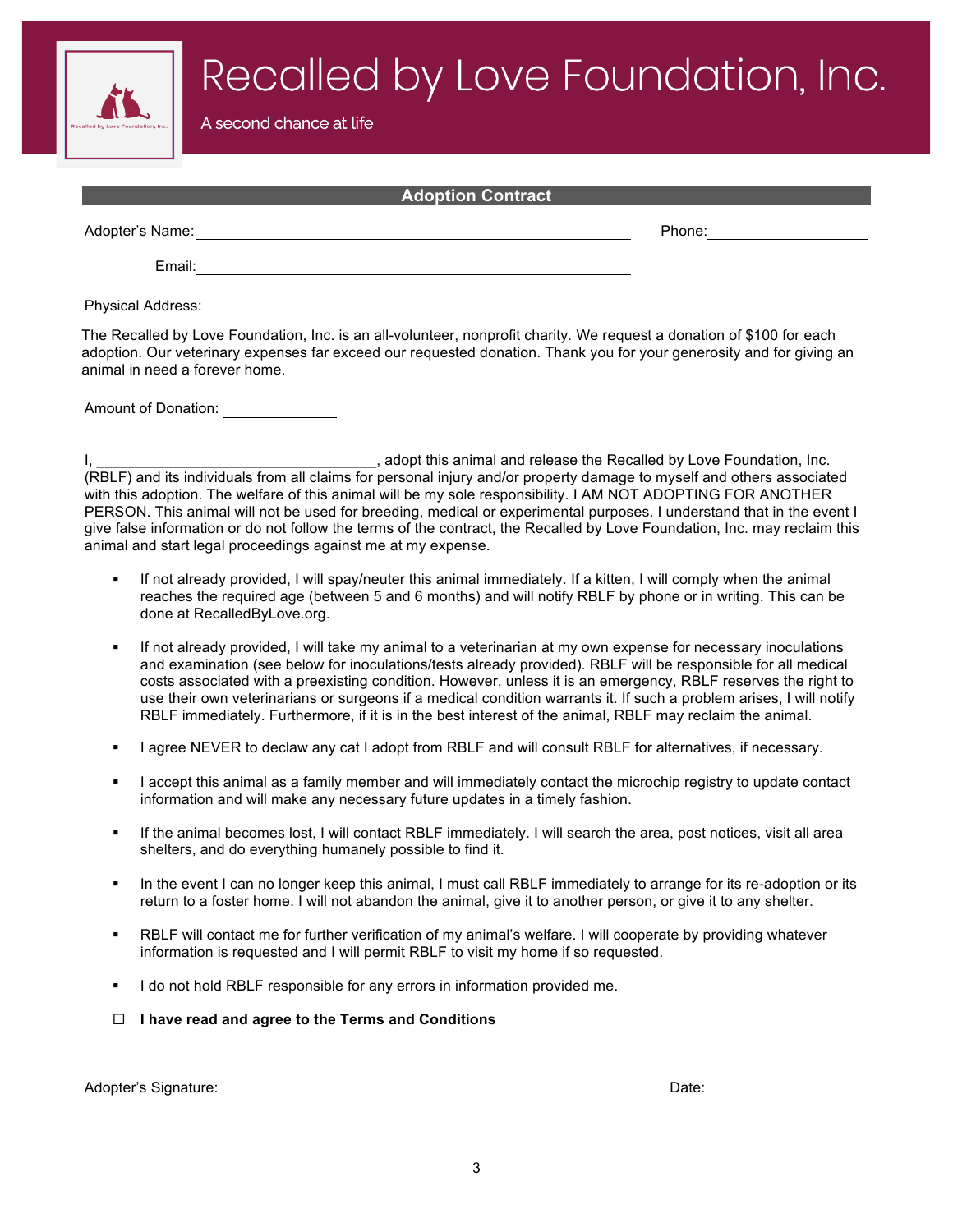# Recalled by Love Foundation, Inc.

A second chance at life

## Adoption Contract

Adopter's Name: ______________________________ Phone: ______________

Email: ______________________________

Physical Address: ______________________________

The Recalled by Love Foundation, Inc. is an all-volunteer, nonprofit charity. We request a donation of $100 for each adoption. Our veterinary expenses far exceed our requested donation. Thank you for your generosity and for giving an animal in need a forever home.

Amount of Donation: ____________

I, ______________________________, adopt this animal and release the Recalled by Love Foundation, Inc. (RBLF) and its individuals from all claims for personal injury and/or property damage to myself and others associated with this adoption. The welfare of this animal will be my sole responsibility. I AM NOT ADOPTING FOR ANOTHER PERSON. This animal will not be used for breeding, medical or experimental purposes. I understand that in the event I give false information or do not follow the terms of the contract, the Recalled by Love Foundation, Inc. may reclaim this animal and start legal proceedings against me at my expense.

- If not already provided, I will spay/neuter this animal immediately. If a kitten, I will comply when the animal reaches the required age (between 5 and 6 months) and will notify RBLF by phone or in writing. This can be done at RecalledByLove.org.
- If not already provided, I will take my animal to a veterinarian at my own expense for necessary inoculations and examination (see below for inoculations/tests already provided). RBLF will be responsible for all medical costs associated with a preexisting condition. However, unless it is an emergency, RBLF reserves the right to use their own veterinarians or surgeons if a medical condition warrants it. If such a problem arises, I will notify RBLF immediately. Furthermore, if it is in the best interest of the animal, RBLF may reclaim the animal.
- I agree NEVER to declaw any cat I adopt from RBLF and will consult RBLF for alternatives, if necessary.
- I accept this animal as a family member and will immediately contact the microchip registry to update contact information and will make any necessary future updates in a timely fashion.
- If the animal becomes lost, I will contact RBLF immediately. I will search the area, post notices, visit all area shelters, and do everything humanely possible to find it.
- In the event I can no longer keep this animal, I must call RBLF immediately to arrange for its re-adoption or its return to a foster home. I will not abandon the animal, give it to another person, or give it to any shelter.
- RBLF will contact me for further verification of my animal's welfare. I will cooperate by providing whatever information is requested and I will permit RBLF to visit my home if so requested.
- I do not hold RBLF responsible for any errors in information provided me.

☐ **I have read and agree to the Terms and Conditions**

Adopter's Signature: ______________________________ Date: ______________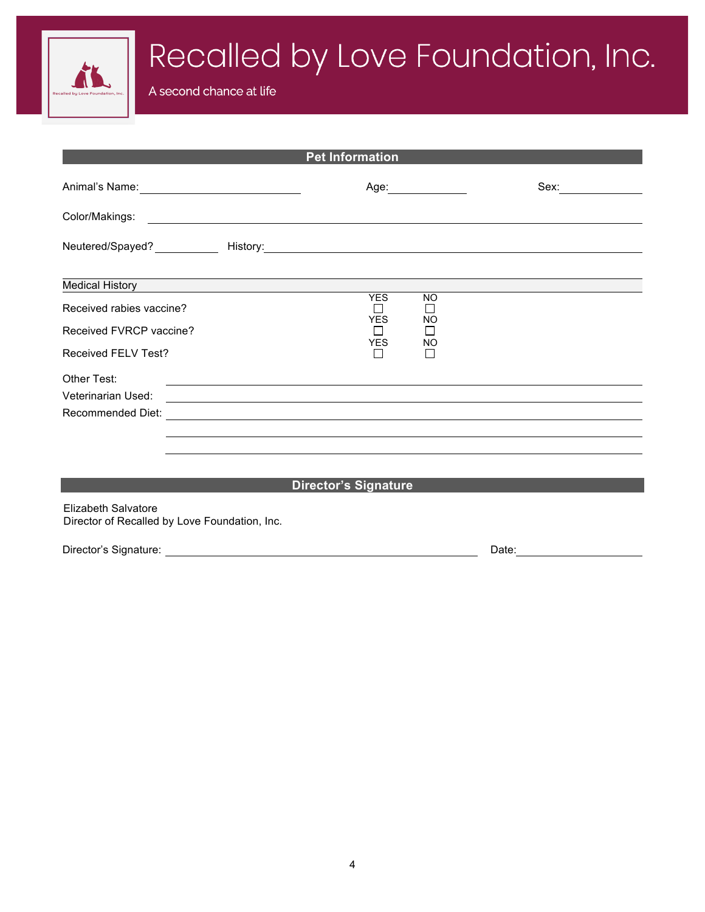# Recalled by Love Foundation, Inc.

A second chance at life

## Pet Information

Animal's Name: ____________________ Age: __________ Sex: __________

Color/Makings: ______________________________________________

Neutered/Spayed? __________ History: ______________________________

### Medical History

| | YES | NO |
|---|---|---|
| Received rabies vaccine? | ☐ | ☐ |
| Received FVRCP vaccine? | ☐ | ☐ |
| Received FELV Test? | ☐ | ☐ |

Other Test: ______________________________________________

Veterinarian Used: ______________________________________________

Recommended Diet: ______________________________________________

______________________________________________

______________________________________________

## Director's Signature

Elizabeth Salvatore
Director of Recalled by Love Foundation, Inc.

Director's Signature: ______________________________ Date: __________